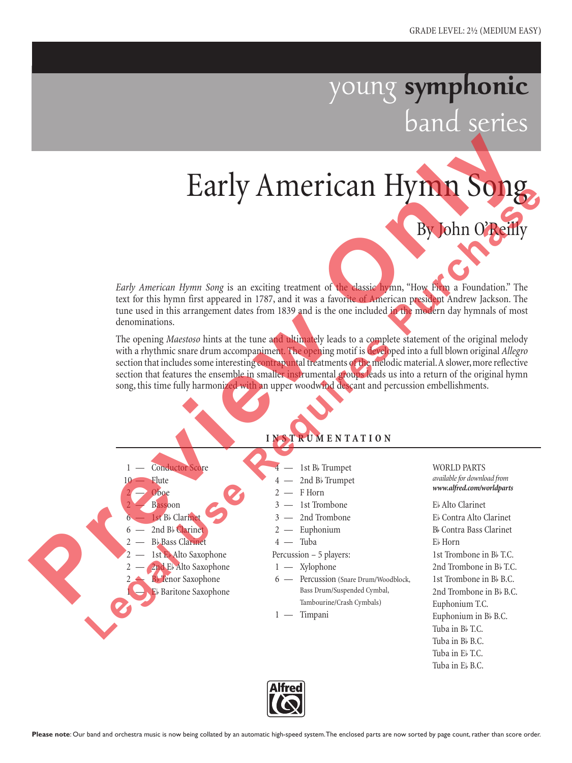GRADE LEVEL: 2½ (MEDIUM EASY)

young **symphonic** band series

# Early American Hymn Song

By John O'Reilly

*Early American Hymn Song* is an exciting treatment of the classic hymn, "How Firm a Foundation." The text for this hymn first appeared in 1787, and it was a favorite of American president Andrew Jackson. The tune used in this arrangement dates from 1839 and is the one included in the modern day hymnals of most denominations.

The opening *Maestoso* hints at the tune and ultimately leads to a complete statement of the original melody with a rhythmic snare drum accompaniment. The opening motif is developed into a full blown original *Allegro* section that includes some interesting contrapuntal treatments of the melodic material. A slower, more reflective section that features the ensemble in smaller instrumental groups leads us into a return of the original hymn song, this time fully harmonized with an upper woodwind descant and percussion embellishments.

## INSTRUMENTATION

- 1 — Conductor Score
- 10 — Flute
- 2 — Oboe
- 2 — Bassoon
- 6 — 1st B♭ Clarinet
- 6 — 2nd B♭ Clarinet
- 2 — B♭ Bass Clarinet
- 2 — 1st E♭ Alto Saxophone
- 2 — 2nd E♭ Alto Saxophone
- 2 — B♭ Tenor Saxophone
- 1 — E♭ Baritone Saxophone

- 4 — 1st B♭ Trumpet
- 4 — 2nd B♭ Trumpet
- 2 — F Horn
- 3 — 1st Trombone
- 3 — 2nd Trombone
- 2 — Euphonium
- 4 — Tuba

Percussion – 5 players:

- 1 — Xylophone
- 6 — Percussion (Snare Drum/Woodblock, Bass Drum/Suspended Cymbal, Tambourine/Crash Cymbals)
- 1 — Timpani

WORLD PARTS
*available for download from* ***www.alfred.com/worldparts***

- E♭ Alto Clarinet
- E♭ Contra Alto Clarinet
- B♭ Contra Bass Clarinet
- E♭ Horn
- 1st Trombone in B♭ T.C.
- 2nd Trombone in B♭ T.C.
- 1st Trombone in B♭ B.C.
- 2nd Trombone in B♭ B.C.
- Euphonium T.C.
- Euphonium in B♭ B.C.
- Tuba in B♭ T.C.
- Tuba in B♭ B.C.
- Tuba in E♭ T.C.
- Tuba in E♭ B.C.

Preview Only
Legal Use Requires Purchase

**Please note**: Our band and orchestra music is now being collated by an automatic high-speed system. The enclosed parts are now sorted by page count, rather than score order.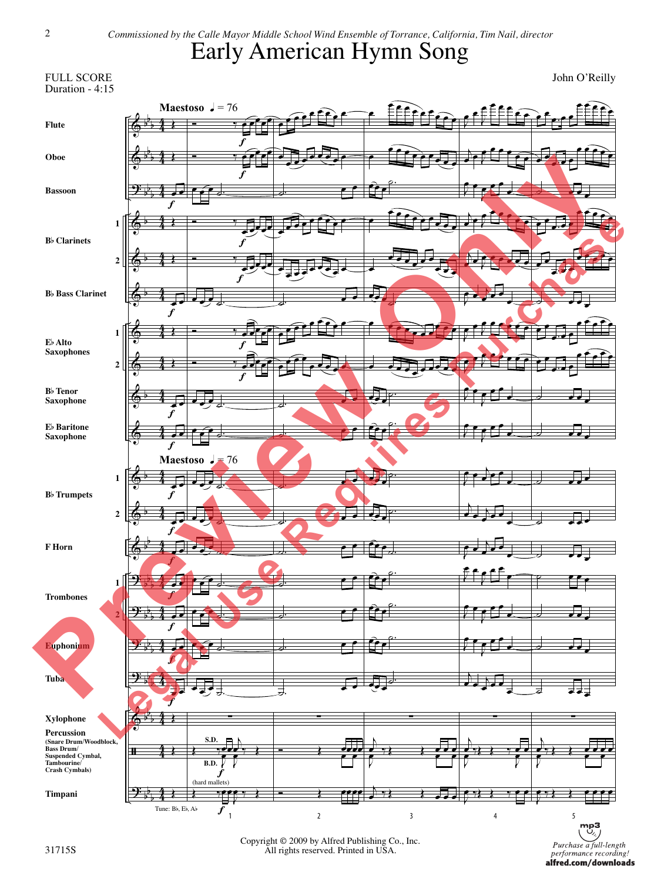*Commissioned by the Calle Mayor Middle School Wind Ensemble of Torrance, California, Tim Nail, director*

# Early American Hymn Song

FULL SCORE
Duration - 4:15

John O'Reilly

Maestoso ♩ = 76

Flute
Oboe
Bassoon
B♭ Clarinets 1, 2
B♭ Bass Clarinet
E♭ Alto Saxophones 1, 2
B♭ Tenor Saxophone
E♭ Baritone Saxophone
B♭ Trumpets 1, 2
F Horn
Trombones 1, 2
Euphonium
Tuba
Xylophone
Percussion (Snare Drum/Woodblock, Bass Drum/ Suspended Cymbal, Tambourine/ Crash Cymbals)
Timpani

S.D. B.D. (hard mallets)

Tune: B♭, E♭, A♭

Copyright © 2009 by Alfred Publishing Co., Inc.
All rights reserved. Printed in USA.

31715S

*Purchase a full-length performance recording!*
**alfred.com/downloads**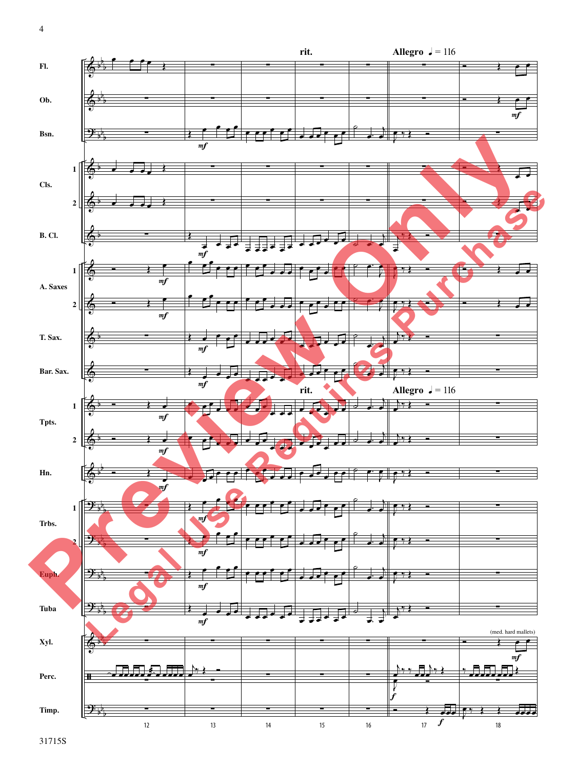rit.

Allegro ♩ = 116

Fl.

Ob.

Bsn.

Cls. 1

Cls. 2

B. Cl.

A. Saxes 1

A. Saxes 2

T. Sax.

Bar. Sax.

rit.

Allegro ♩ = 116

Tpts. 1

Tpts. 2

Hn.

Trbs. 1

Trbs. 2

Euph.

Tuba

(med. hard mallets)

Xyl.

Perc.

Timp.

12 13 14 15 16 17 18

31715S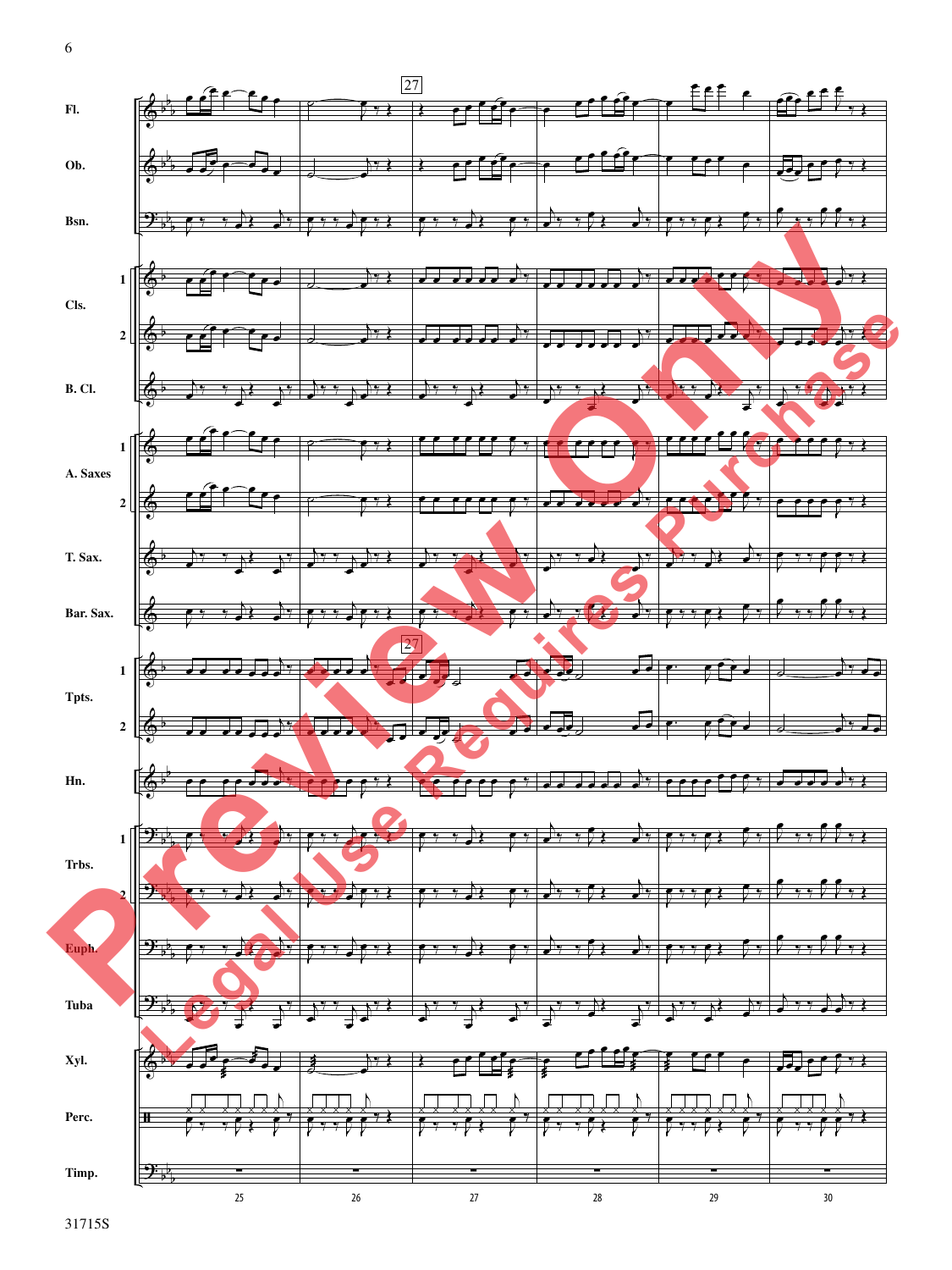Fl.

Ob.

Bsn.

Cls. 1

Cls. 2

B. Cl.

A. Saxes 1

A. Saxes 2

T. Sax.

Bar. Sax.

Tpts. 1

Tpts. 2

Hn.

Trbs. 1

Trbs. 2

Euph.

Tuba

Xyl.

Perc.

Timp.

27

25 26 27 28 29 30

Preview Only

Legal Use Requires Purchase

31715S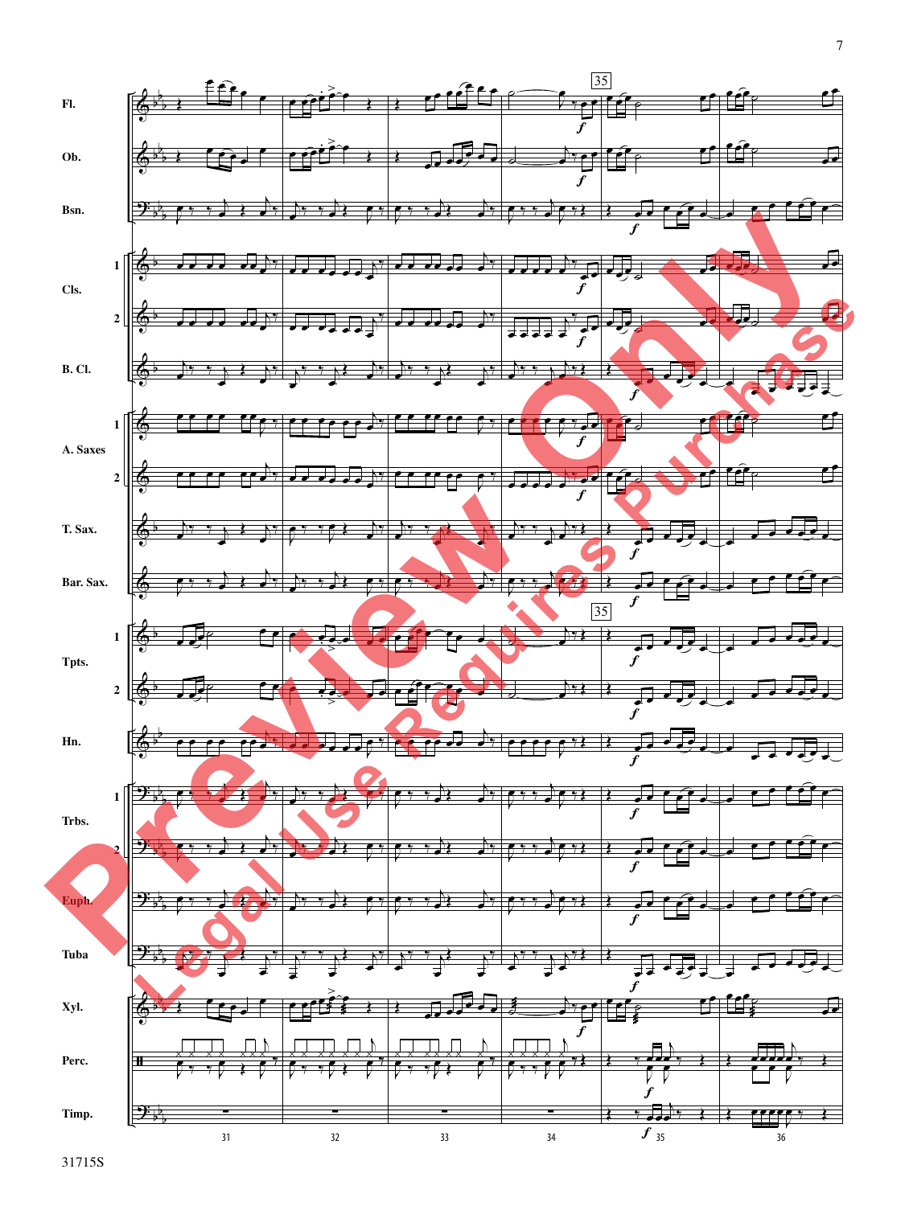Fl.

Ob.

Bsn.

Cls. 1 2

B. Cl.

A. Saxes 1 2

T. Sax.

Bar. Sax.

Tpts. 1 2

Hn.

Trbs. 1 2

Euph.

Tuba

Xyl.

Perc.

Timp.

35

31 32 33 34 35 36

Preview Only

Legal Use Requires Purchase

31715S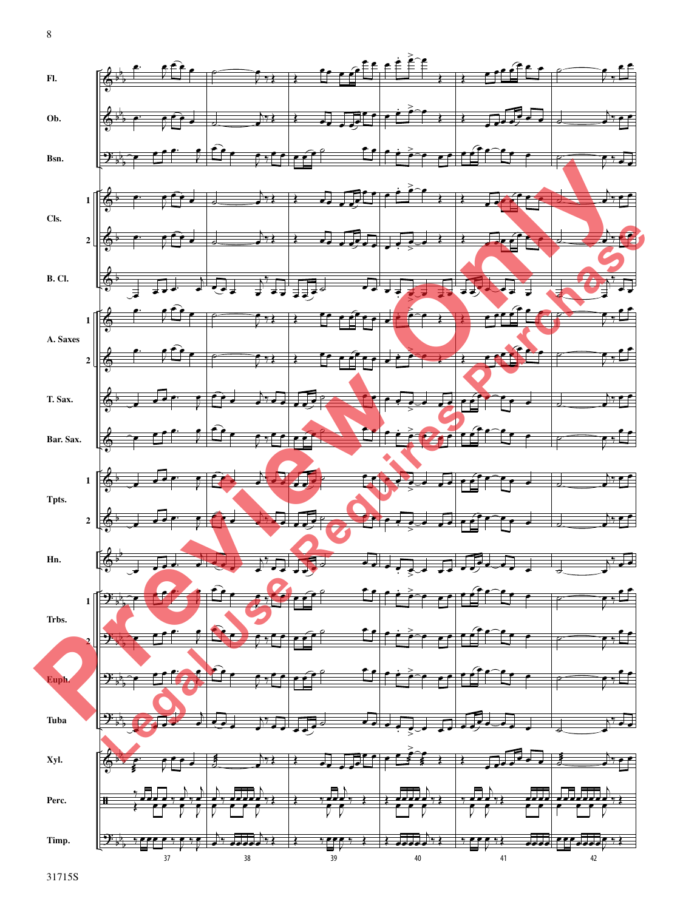Fl.

Ob.

Bsn.

Cls. 1

Cls. 2

B. Cl.

A. Saxes 1

A. Saxes 2

T. Sax.

Bar. Sax.

Tpts. 1

Tpts. 2

Hn.

Trbs. 1

Trbs. 2

Euph.

Tuba

Xyl.

Perc.

Timp.

37 38 39 40 41 42

Preview Only

Legal Use Requires Purchase

31715S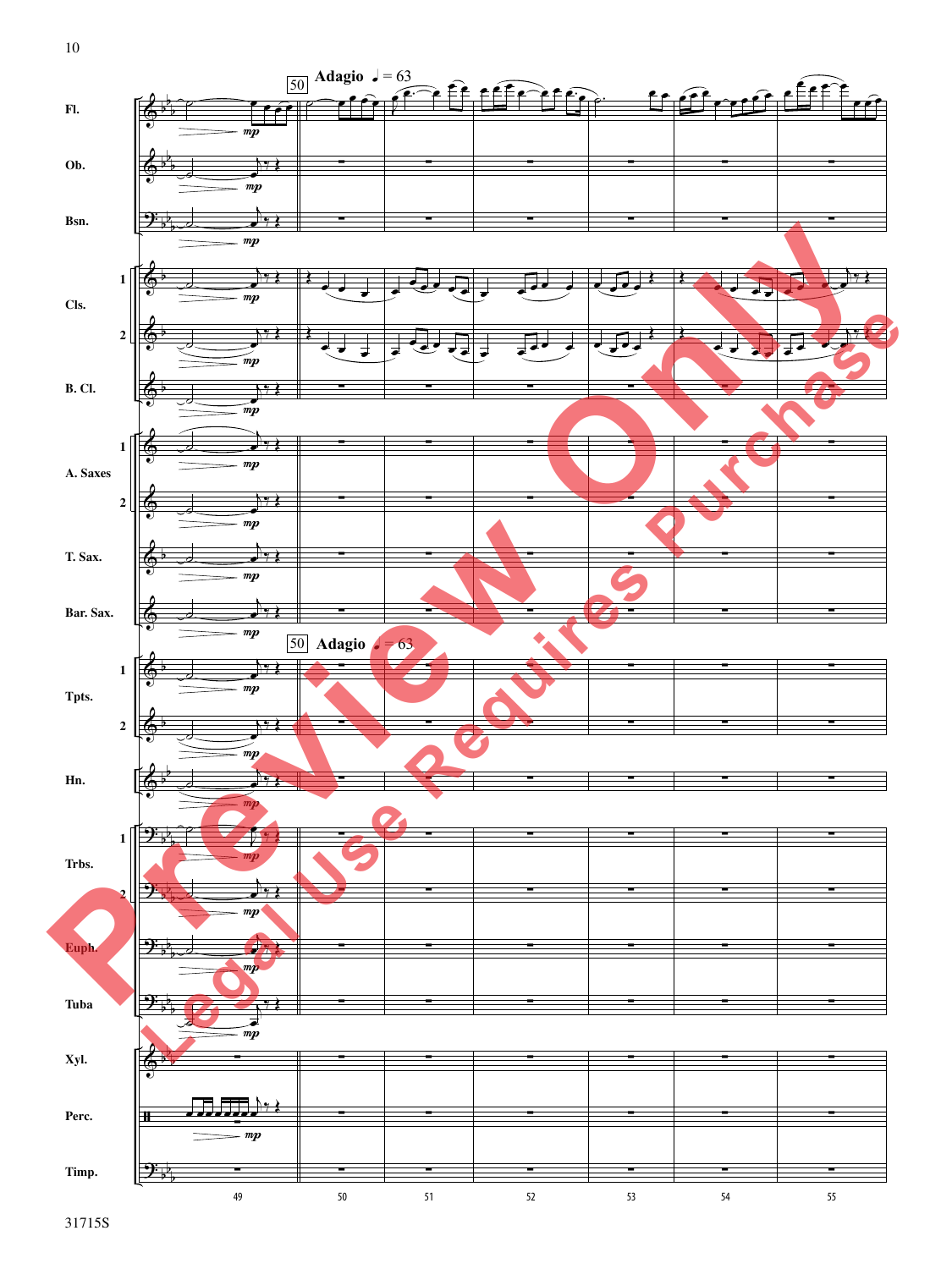**50** **Adagio** ♩ = 63

Fl.
Ob.
Bsn.
Cls. 1
Cls. 2
B. Cl.
A. Saxes 1
A. Saxes 2
T. Sax.
Bar. Sax.

**50** **Adagio** ♩ = 63

Tpts. 1
Tpts. 2
Hn.
Trbs. 1
Trbs. 2
Euph.
Tuba
Xyl.
Perc.
Timp.

*mp*

49 50 51 52 53 54 55

Preview Only
Legal Use Requires Purchase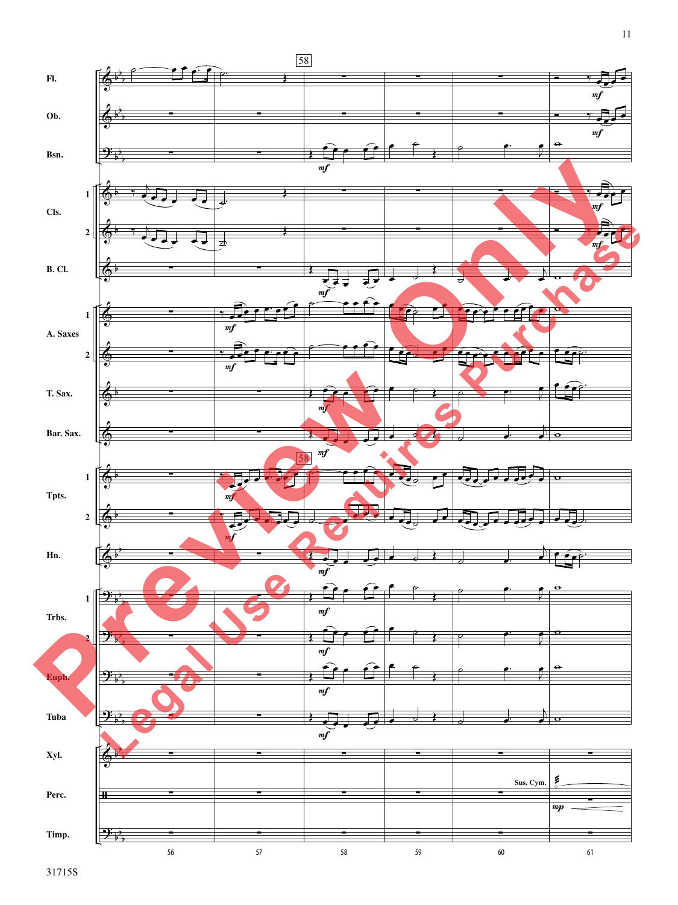Fl.

Ob.

Bsn.

Cls. 1

Cls. 2

B. Cl.

A. Saxes 1

A. Saxes 2

T. Sax.

Bar. Sax.

Tpts. 1

Tpts. 2

Hn.

Trbs. 1

Trbs. 2

Euph.

Tuba

Xyl.

Perc.

Timp.

58

*mf*

Sus. Cym.

*mp*

56 57 58 59 60 61

31715S

Preview Only

Legal Use Requires Purchase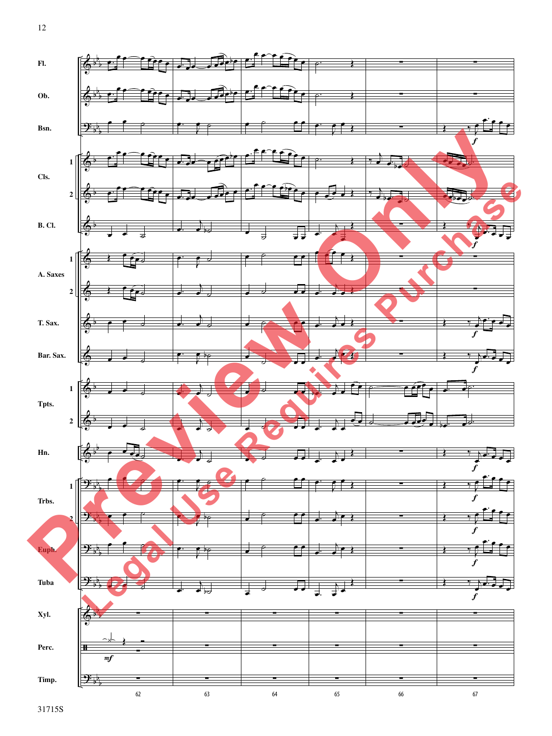Fl.

Ob.

Bsn.

Cls. 1

Cls. 2

B. Cl.

A. Saxes 1

A. Saxes 2

T. Sax.

Bar. Sax.

Tpts. 1

Tpts. 2

Hn.

Trbs. 1

Trbs. 2

Euph.

Tuba

Xyl.

Perc.

Timp.

62 63 64 65 66 67

31715S

Preview Only

Legal Use Requires Purchase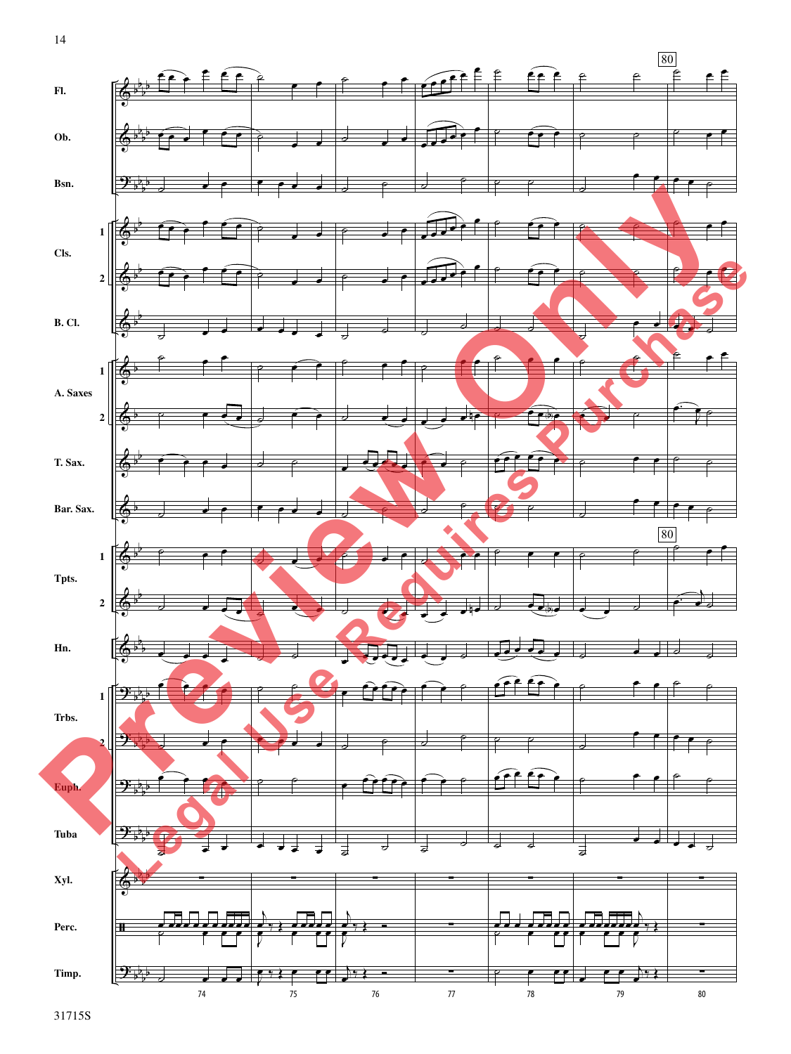Fl.

Ob.

Bsn.

Cls. 1

Cls. 2

B. Cl.

A. Saxes 1

A. Saxes 2

T. Sax.

Bar. Sax.

Tpts. 1

Tpts. 2

Hn.

Trbs. 1

Trbs. 2

Euph.

Tuba

Xyl.

Perc.

Timp.

74 75 76 77 78 79 80

80

Preview Only

Legal Use Requires Purchase

31715S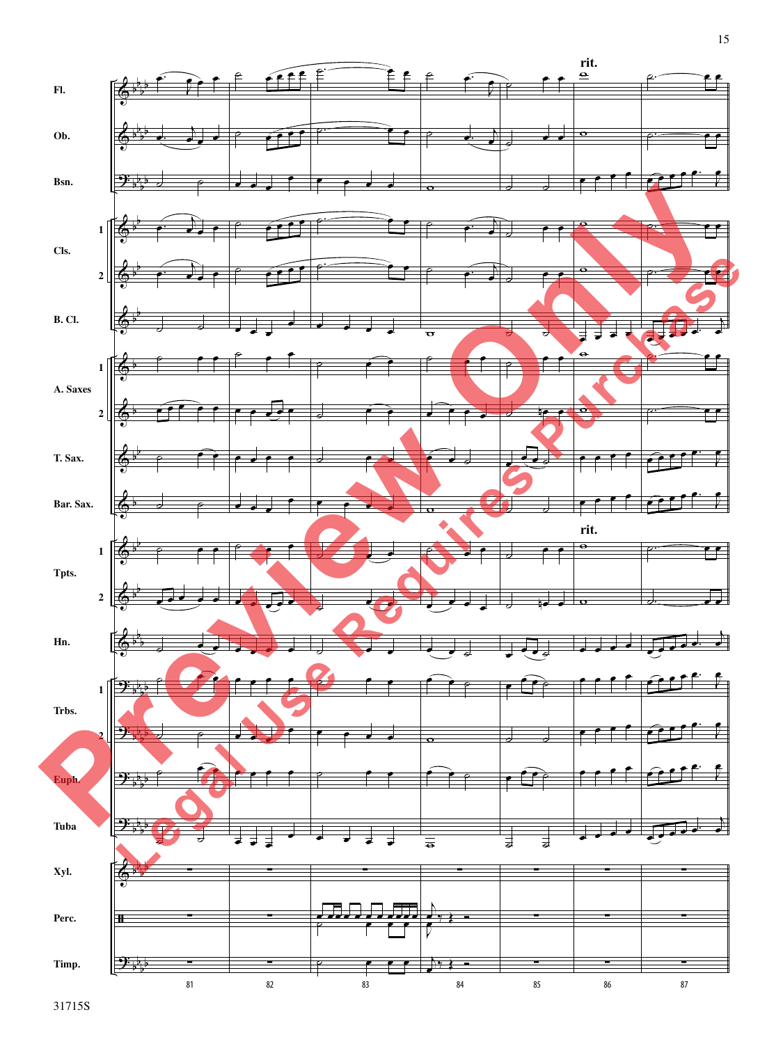rit.

| Fl. |
|---|
| Ob. |
| Bsn. |
| Cls. 1 |
| Cls. 2 |
| B. Cl. |
| A. Saxes 1 |
| A. Saxes 2 |
| T. Sax. |
| Bar. Sax. |
| Tpts. 1 |
| Tpts. 2 |
| Hn. |
| Trbs. 1 |
| Trbs. 2 |
| Euph. |
| Tuba |
| Xyl. |
| Perc. |
| Timp. |

rit.

81 82 83 84 85 86 87

31715S